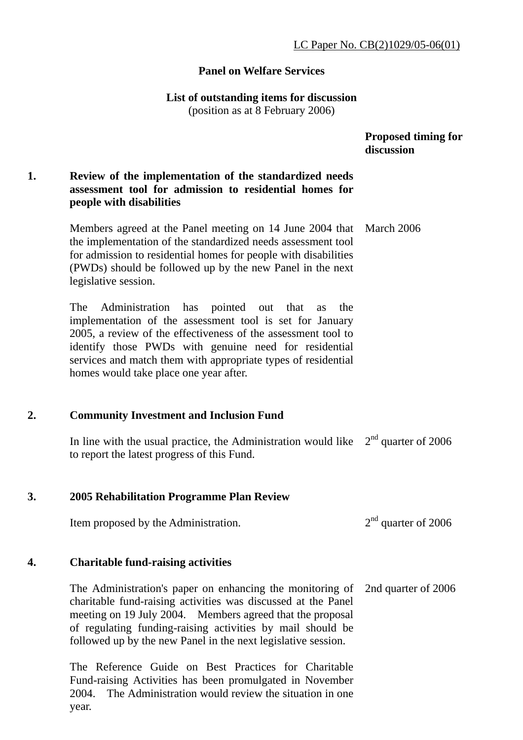LC Paper No. CB(2)1029/05-06(01)

**Panel on Welfare Services**

**List of outstanding items for discussion**
(position as at 8 February 2006)

| | | Proposed timing for discussion |
|---|---|---|
| **1.** | **Review of the implementation of the standardized needs assessment tool for admission to residential homes for people with disabilities** | |
| | Members agreed at the Panel meeting on 14 June 2004 that the implementation of the standardized needs assessment tool for admission to residential homes for people with disabilities (PWDs) should be followed up by the new Panel in the next legislative session. | March 2006 |
| | The Administration has pointed out that as the implementation of the assessment tool is set for January 2005, a review of the effectiveness of the assessment tool to identify those PWDs with genuine need for residential services and match them with appropriate types of residential homes would take place one year after. | |
| **2.** | **Community Investment and Inclusion Fund** | |
| | In line with the usual practice, the Administration would like to report the latest progress of this Fund. | 2nd quarter of 2006 |
| **3.** | **2005 Rehabilitation Programme Plan Review** | |
| | Item proposed by the Administration. | 2nd quarter of 2006 |
| **4.** | **Charitable fund-raising activities** | |
| | The Administration's paper on enhancing the monitoring of charitable fund-raising activities was discussed at the Panel meeting on 19 July 2004. Members agreed that the proposal of regulating funding-raising activities by mail should be followed up by the new Panel in the next legislative session. | 2nd quarter of 2006 |
| | The Reference Guide on Best Practices for Charitable Fund-raising Activities has been promulgated in November 2004. The Administration would review the situation in one year. | |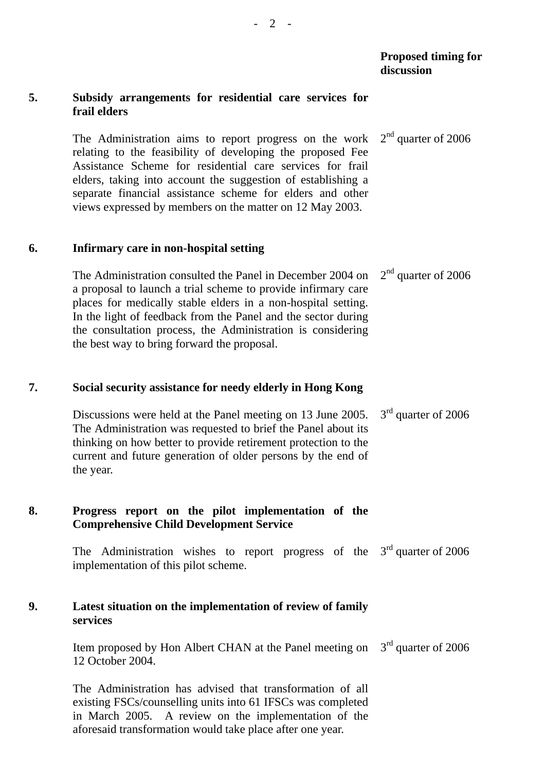| | | Proposed timing for discussion |
|---|---|---|
| **5.** | **Subsidy arrangements for residential care services for frail elders** | |
| | The Administration aims to report progress on the work relating to the feasibility of developing the proposed Fee Assistance Scheme for residential care services for frail elders, taking into account the suggestion of establishing a separate financial assistance scheme for elders and other views expressed by members on the matter on 12 May 2003. | 2nd quarter of 2006 |
| **6.** | **Infirmary care in non-hospital setting** | |
| | The Administration consulted the Panel in December 2004 on a proposal to launch a trial scheme to provide infirmary care places for medically stable elders in a non-hospital setting. In the light of feedback from the Panel and the sector during the consultation process, the Administration is considering the best way to bring forward the proposal. | 2nd quarter of 2006 |
| **7.** | **Social security assistance for needy elderly in Hong Kong** | |
| | Discussions were held at the Panel meeting on 13 June 2005. The Administration was requested to brief the Panel about its thinking on how better to provide retirement protection to the current and future generation of older persons by the end of the year. | 3rd quarter of 2006 |
| **8.** | **Progress report on the pilot implementation of the Comprehensive Child Development Service** | |
| | The Administration wishes to report progress of the implementation of this pilot scheme. | 3rd quarter of 2006 |
| **9.** | **Latest situation on the implementation of review of family services** | |
| | Item proposed by Hon Albert CHAN at the Panel meeting on 12 October 2004.<br><br>The Administration has advised that transformation of all existing FSCs/counselling units into 61 IFSCs was completed in March 2005. A review on the implementation of the aforesaid transformation would take place after one year. | 3rd quarter of 2006 |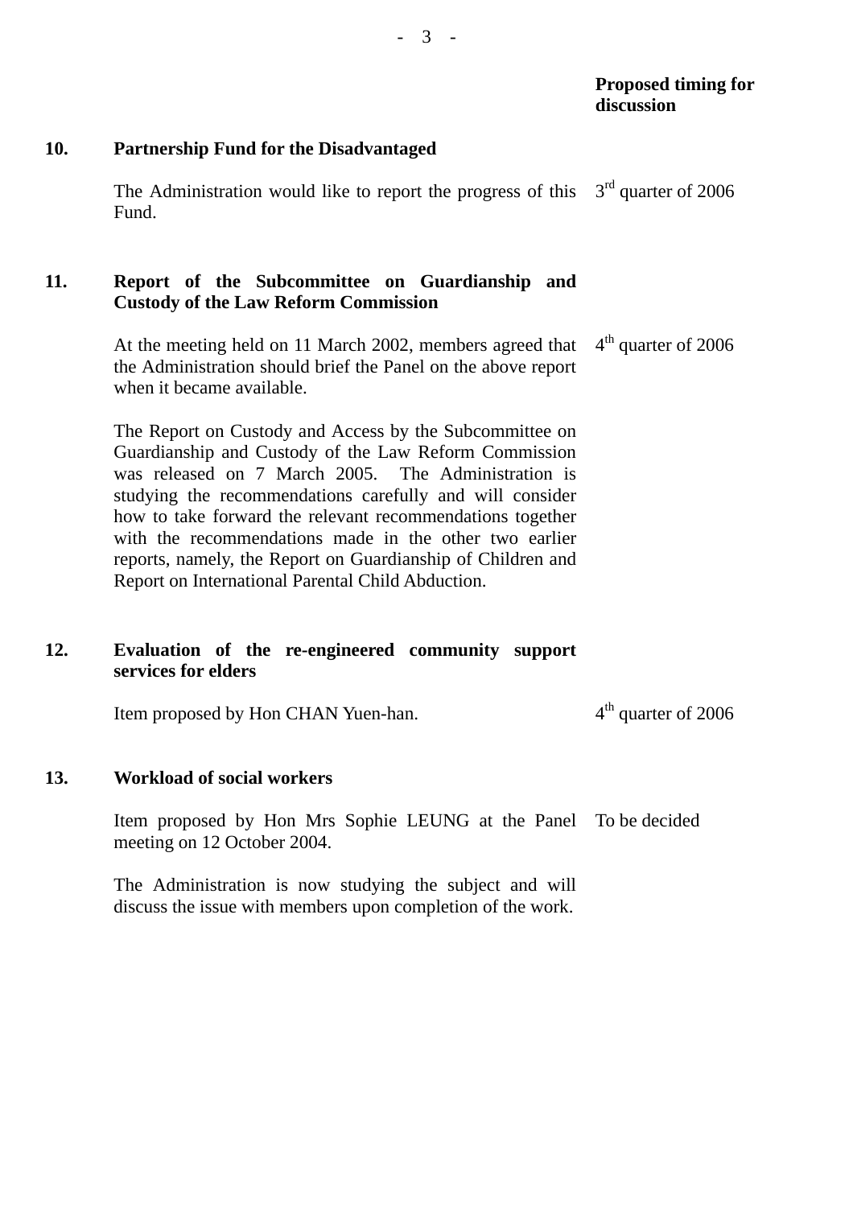**Proposed timing for discussion**

**10. Partnership Fund for the Disadvantaged**

The Administration would like to report the progress of this Fund. — 3rd quarter of 2006

**11. Report of the Subcommittee on Guardianship and Custody of the Law Reform Commission**

At the meeting held on 11 March 2002, members agreed that the Administration should brief the Panel on the above report when it became available. — 4th quarter of 2006

The Report on Custody and Access by the Subcommittee on Guardianship and Custody of the Law Reform Commission was released on 7 March 2005. The Administration is studying the recommendations carefully and will consider how to take forward the relevant recommendations together with the recommendations made in the other two earlier reports, namely, the Report on Guardianship of Children and Report on International Parental Child Abduction.

**12. Evaluation of the re-engineered community support services for elders**

Item proposed by Hon CHAN Yuen-han. — 4th quarter of 2006

**13. Workload of social workers**

Item proposed by Hon Mrs Sophie LEUNG at the Panel meeting on 12 October 2004. — To be decided

The Administration is now studying the subject and will discuss the issue with members upon completion of the work.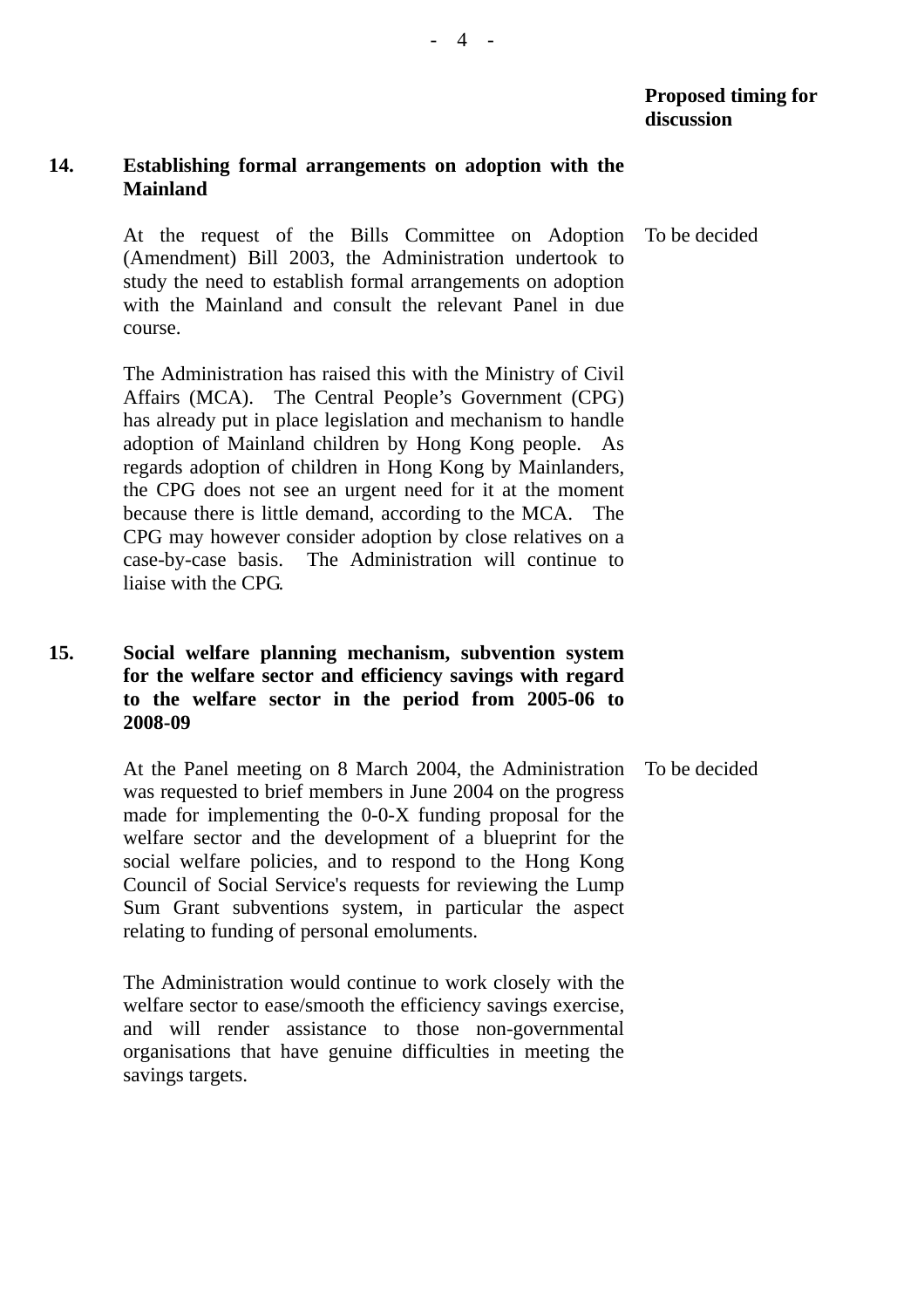**Proposed timing for discussion**

**14. Establishing formal arrangements on adoption with the Mainland**

At the request of the Bills Committee on Adoption (Amendment) Bill 2003, the Administration undertook to study the need to establish formal arrangements on adoption with the Mainland and consult the relevant Panel in due course.

To be decided

The Administration has raised this with the Ministry of Civil Affairs (MCA). The Central People's Government (CPG) has already put in place legislation and mechanism to handle adoption of Mainland children by Hong Kong people. As regards adoption of children in Hong Kong by Mainlanders, the CPG does not see an urgent need for it at the moment because there is little demand, according to the MCA. The CPG may however consider adoption by close relatives on a case-by-case basis. The Administration will continue to liaise with the CPG.

**15. Social welfare planning mechanism, subvention system for the welfare sector and efficiency savings with regard to the welfare sector in the period from 2005-06 to 2008-09**

At the Panel meeting on 8 March 2004, the Administration was requested to brief members in June 2004 on the progress made for implementing the 0-0-X funding proposal for the welfare sector and the development of a blueprint for the social welfare policies, and to respond to the Hong Kong Council of Social Service's requests for reviewing the Lump Sum Grant subventions system, in particular the aspect relating to funding of personal emoluments.

To be decided

The Administration would continue to work closely with the welfare sector to ease/smooth the efficiency savings exercise, and will render assistance to those non-governmental organisations that have genuine difficulties in meeting the savings targets.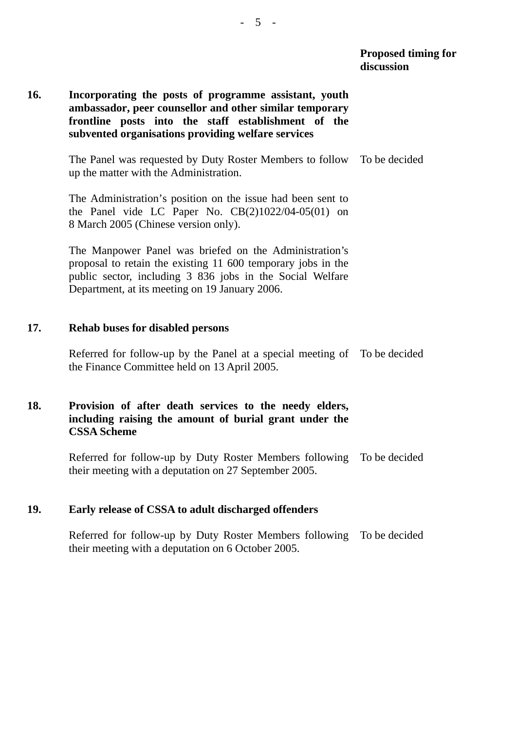| | | Proposed timing for discussion |
|---|---|---|
| **16.** | **Incorporating the posts of programme assistant, youth ambassador, peer counsellor and other similar temporary frontline posts into the staff establishment of the subvented organisations providing welfare services** | |
| | The Panel was requested by Duty Roster Members to follow up the matter with the Administration. | To be decided |
| | The Administration's position on the issue had been sent to the Panel vide LC Paper No. CB(2)1022/04-05(01) on 8 March 2005 (Chinese version only). | |
| | The Manpower Panel was briefed on the Administration's proposal to retain the existing 11 600 temporary jobs in the public sector, including 3 836 jobs in the Social Welfare Department, at its meeting on 19 January 2006. | |
| **17.** | **Rehab buses for disabled persons** | |
| | Referred for follow-up by the Panel at a special meeting of the Finance Committee held on 13 April 2005. | To be decided |
| **18.** | **Provision of after death services to the needy elders, including raising the amount of burial grant under the CSSA Scheme** | |
| | Referred for follow-up by Duty Roster Members following their meeting with a deputation on 27 September 2005. | To be decided |
| **19.** | **Early release of CSSA to adult discharged offenders** | |
| | Referred for follow-up by Duty Roster Members following their meeting with a deputation on 6 October 2005. | To be decided |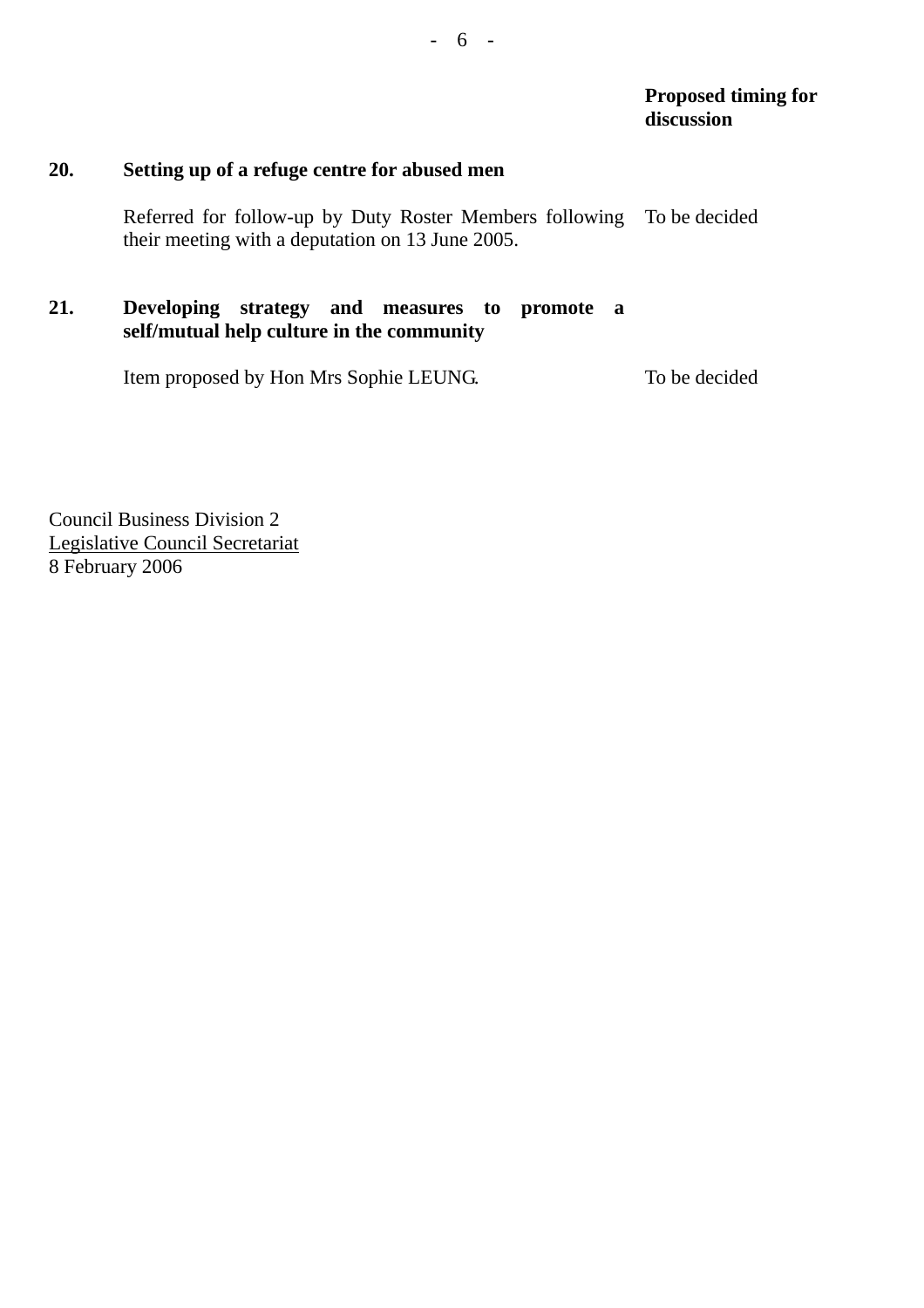**Proposed timing for discussion**

**20. Setting up of a refuge centre for abused men**

Referred for follow-up by Duty Roster Members following their meeting with a deputation on 13 June 2005. — To be decided

**21. Developing strategy and measures to promote a self/mutual help culture in the community**

Item proposed by Hon Mrs Sophie LEUNG. — To be decided

Council Business Division 2
Legislative Council Secretariat
8 February 2006